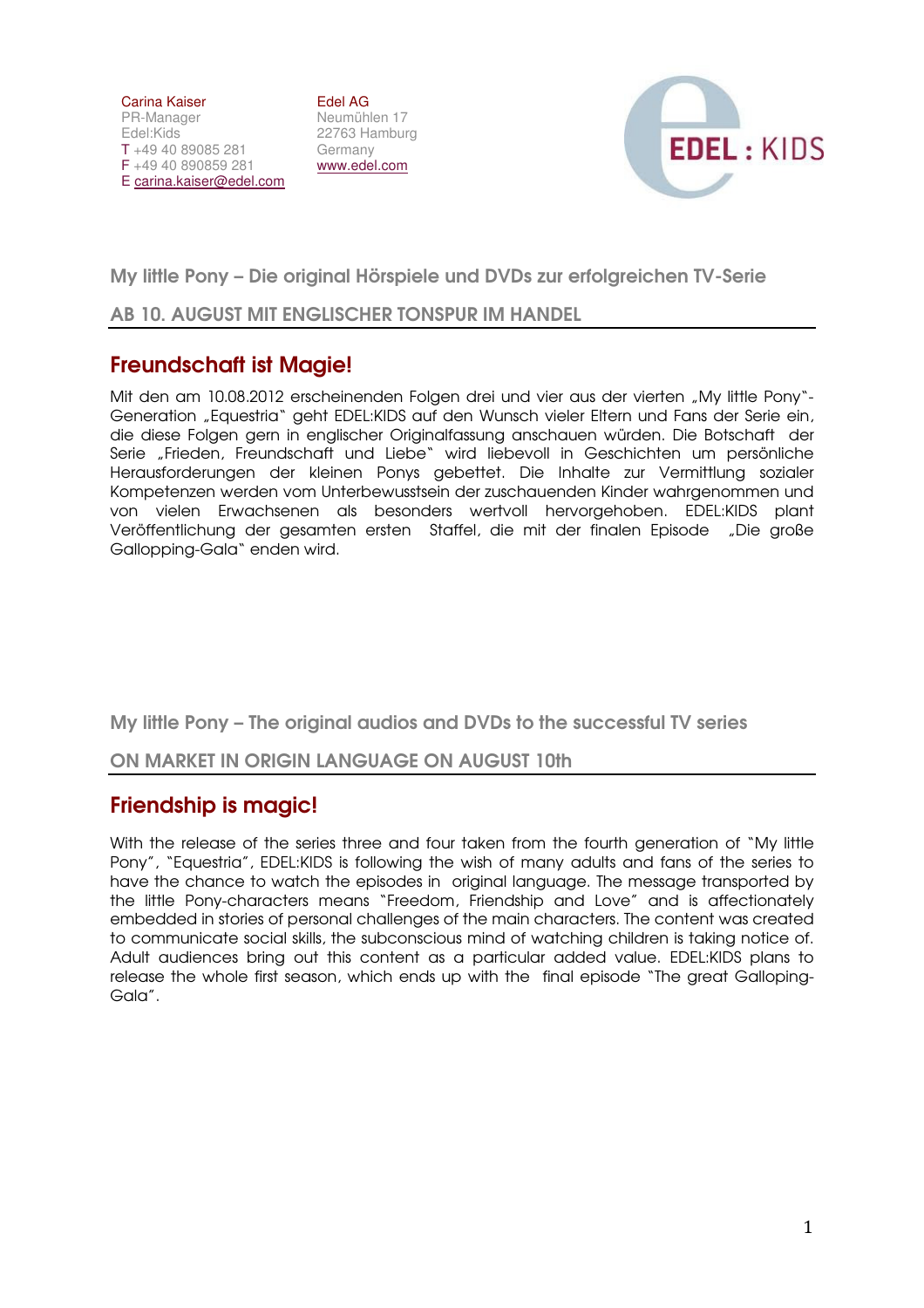Carina Kaiser
PR-Manager
Edel:Kids
T +49 40 89085 281
F +49 40 890859 281
E carina.kaiser@edel.com

Edel AG
Neumühlen 17
22763 Hamburg
Germany
www.edel.com

EDEL : KIDS

## My little Pony – Die original Hörspiele und DVDs zur erfolgreichen TV-Serie

### AB 10. AUGUST MIT ENGLISCHER TONSPUR IM HANDEL

# Freundschaft ist Magie!

Mit den am 10.08.2012 erscheinenden Folgen drei und vier aus der vierten „My little Pony"-Generation „Equestria" geht EDEL:KIDS auf den Wunsch vieler Eltern und Fans der Serie ein, die diese Folgen gern in englischer Originalfassung anschauen würden. Die Botschaft der Serie „Frieden, Freundschaft und Liebe" wird liebevoll in Geschichten um persönliche Herausforderungen der kleinen Ponys gebettet. Die Inhalte zur Vermittlung sozialer Kompetenzen werden vom Unterbewusstsein der zuschauenden Kinder wahrgenommen und von vielen Erwachsenen als besonders wertvoll hervorgehoben. EDEL:KIDS plant Veröffentlichung der gesamten ersten Staffel, die mit der finalen Episode „Die große Gallopping-Gala" enden wird.

## My little Pony – The original audios and DVDs to the successful TV series

### ON MARKET IN ORIGIN LANGUAGE ON AUGUST 10th

# Friendship is magic!

With the release of the series three and four taken from the fourth generation of "My little Pony", "Equestria", EDEL:KIDS is following the wish of many adults and fans of the series to have the chance to watch the episodes in original language. The message transported by the little Pony-characters means "Freedom, Friendship and Love" and is affectionately embedded in stories of personal challenges of the main characters. The content was created to communicate social skills, the subconscious mind of watching children is taking notice of. Adult audiences bring out this content as a particular added value. EDEL:KIDS plans to release the whole first season, which ends up with the final episode "The great Galloping-Gala".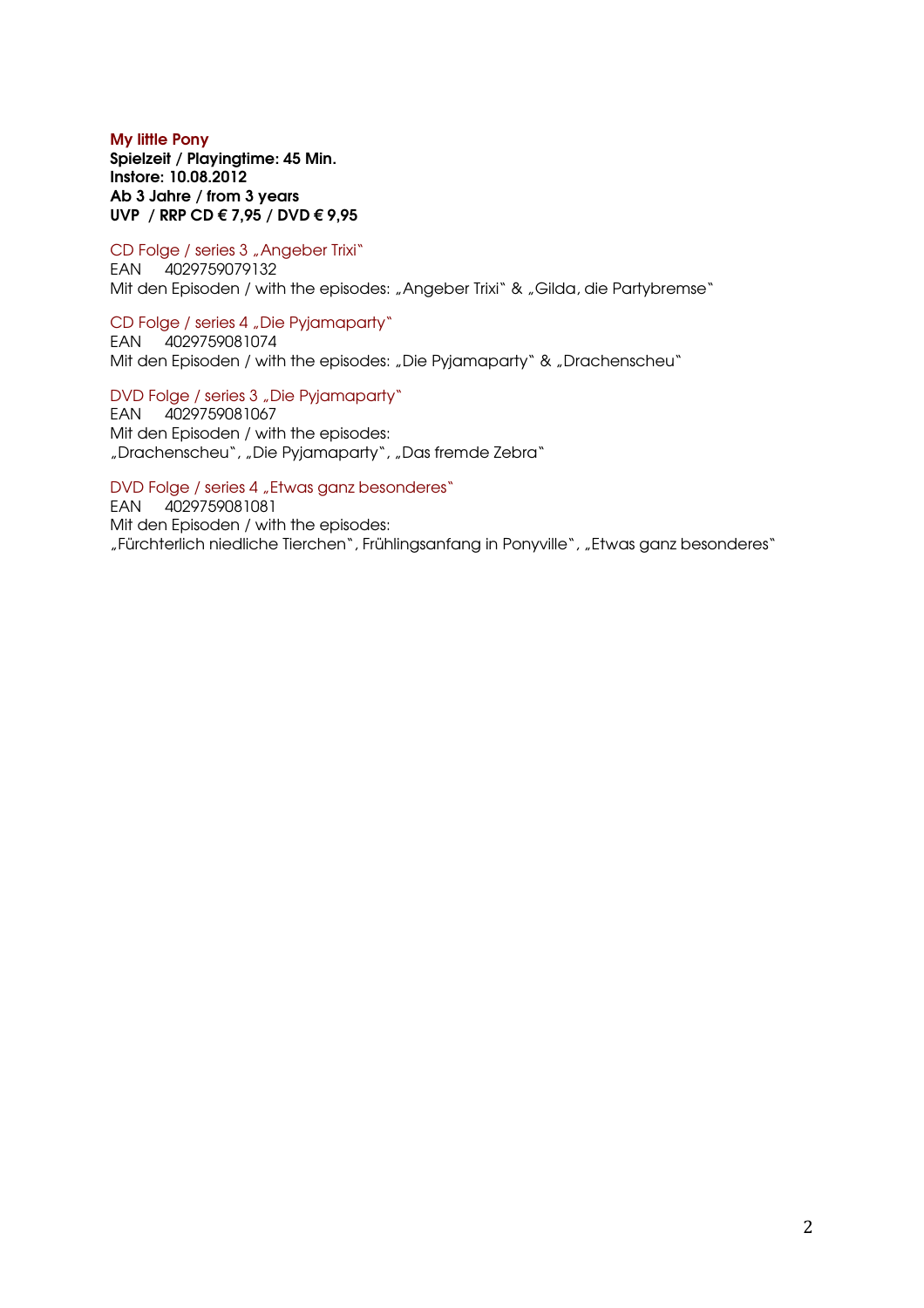**My little Pony**
**Spielzeit / Playingtime: 45 Min.**
**Instore: 10.08.2012**
**Ab 3 Jahre / from 3 years**
**UVP / RRP CD € 7,95 / DVD € 9,95**

CD Folge / series 3 „Angeber Trixi"
EAN 4029759079132
Mit den Episoden / with the episodes: „Angeber Trixi" & „Gilda, die Partybremse"

CD Folge / series 4 „Die Pyjamaparty"
EAN 4029759081074
Mit den Episoden / with the episodes: „Die Pyjamaparty" & „Drachenscheu"

DVD Folge / series 3 „Die Pyjamaparty"
EAN 4029759081067
Mit den Episoden / with the episodes:
„Drachenscheu", „Die Pyjamaparty", „Das fremde Zebra"

DVD Folge / series 4 „Etwas ganz besonderes"
EAN 4029759081081
Mit den Episoden / with the episodes:
„Fürchterlich niedliche Tierchen", Frühlingsanfang in Ponyville", „Etwas ganz besonderes"